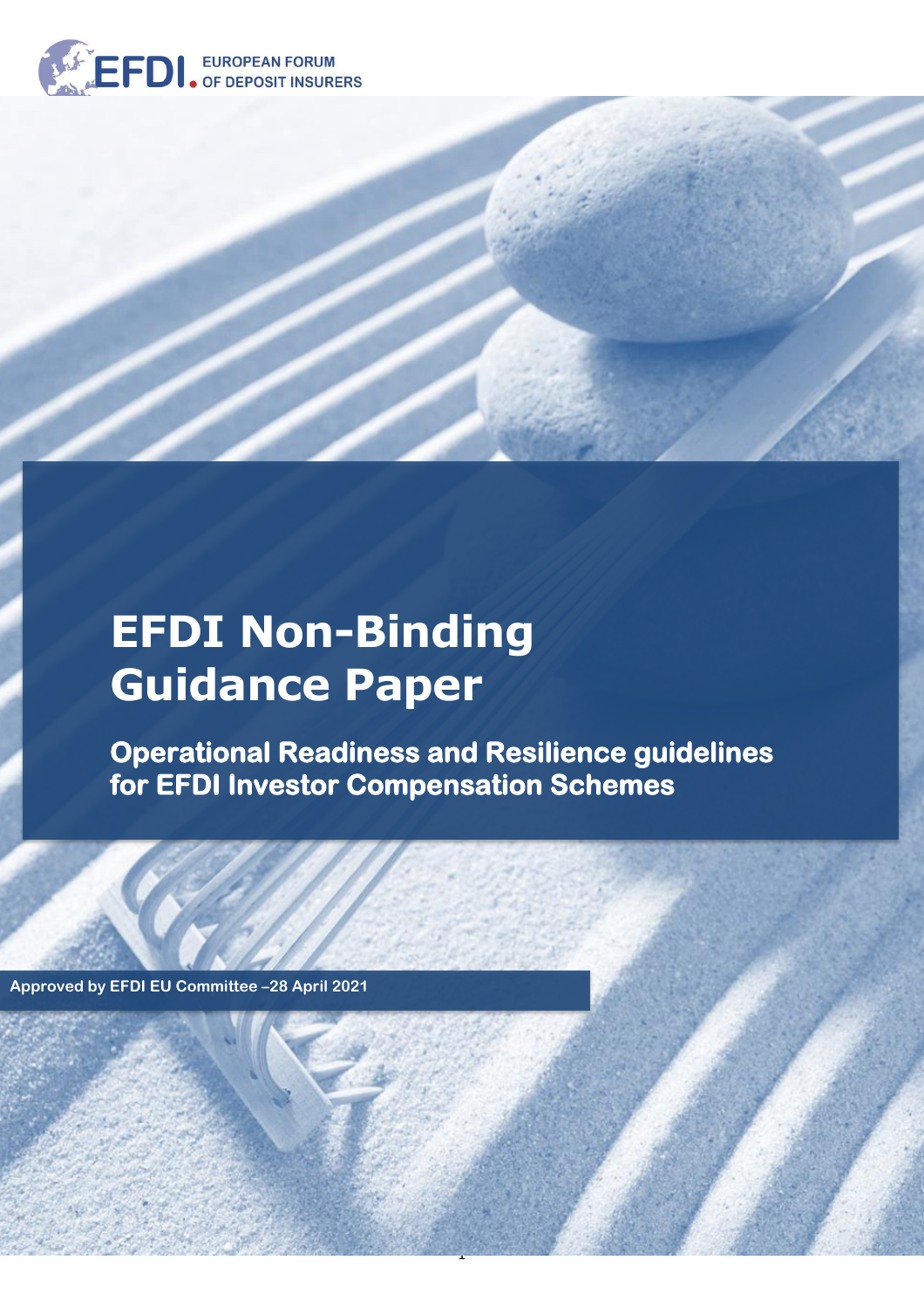EFDI EUROPEAN FORUM OF DEPOSIT INSURERS

# EFDI Non-Binding Guidance Paper

## Operational Readiness and Resilience guidelines for EFDI Investor Compensation Schemes

Approved by EFDI EU Committee –28 April 2021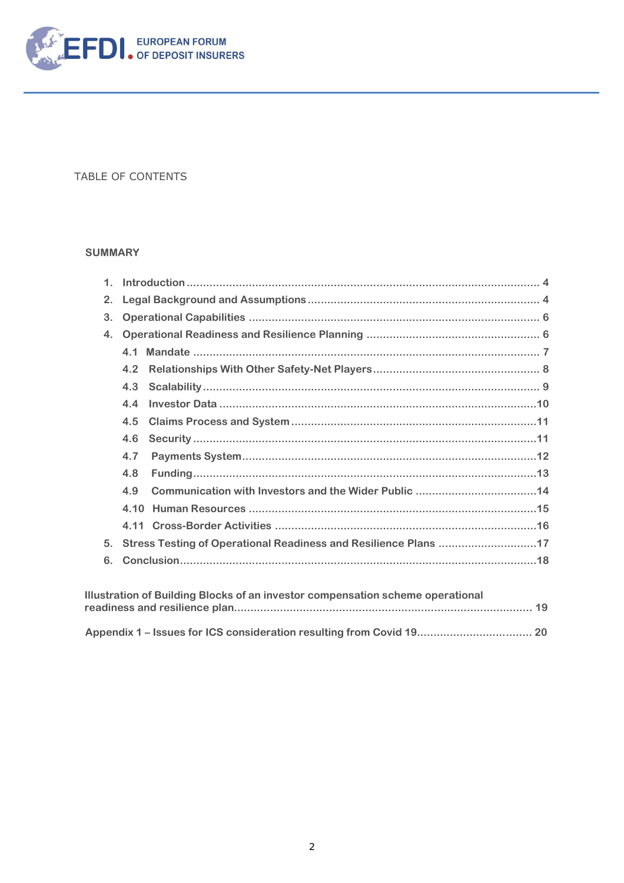TABLE OF CONTENTS

**SUMMARY**

1. **Introduction** .......... 4
2. **Legal Background and Assumptions** .......... 4
3. **Operational Capabilities** .......... 6
4. **Operational Readiness and Resilience Planning** .......... 6
   - 4.1 **Mandate** .......... 7
   - 4.2 **Relationships With Other Safety-Net Players** .......... 8
   - 4.3 **Scalability** .......... 9
   - 4.4 **Investor Data** .......... 10
   - 4.5 **Claims Process and System** .......... 11
   - 4.6 **Security** .......... 11
   - 4.7 **Payments System** .......... 12
   - 4.8 **Funding** .......... 13
   - 4.9 **Communication with Investors and the Wider Public** .......... 14
   - 4.10 **Human Resources** .......... 15
   - 4.11 **Cross-Border Activities** .......... 16
5. **Stress Testing of Operational Readiness and Resilience Plans** .......... 17
6. **Conclusion** .......... 18

**Illustration of Building Blocks of an investor compensation scheme operational readiness and resilience plan** .......... 19

**Appendix 1 – Issues for ICS consideration resulting from Covid 19** .......... 20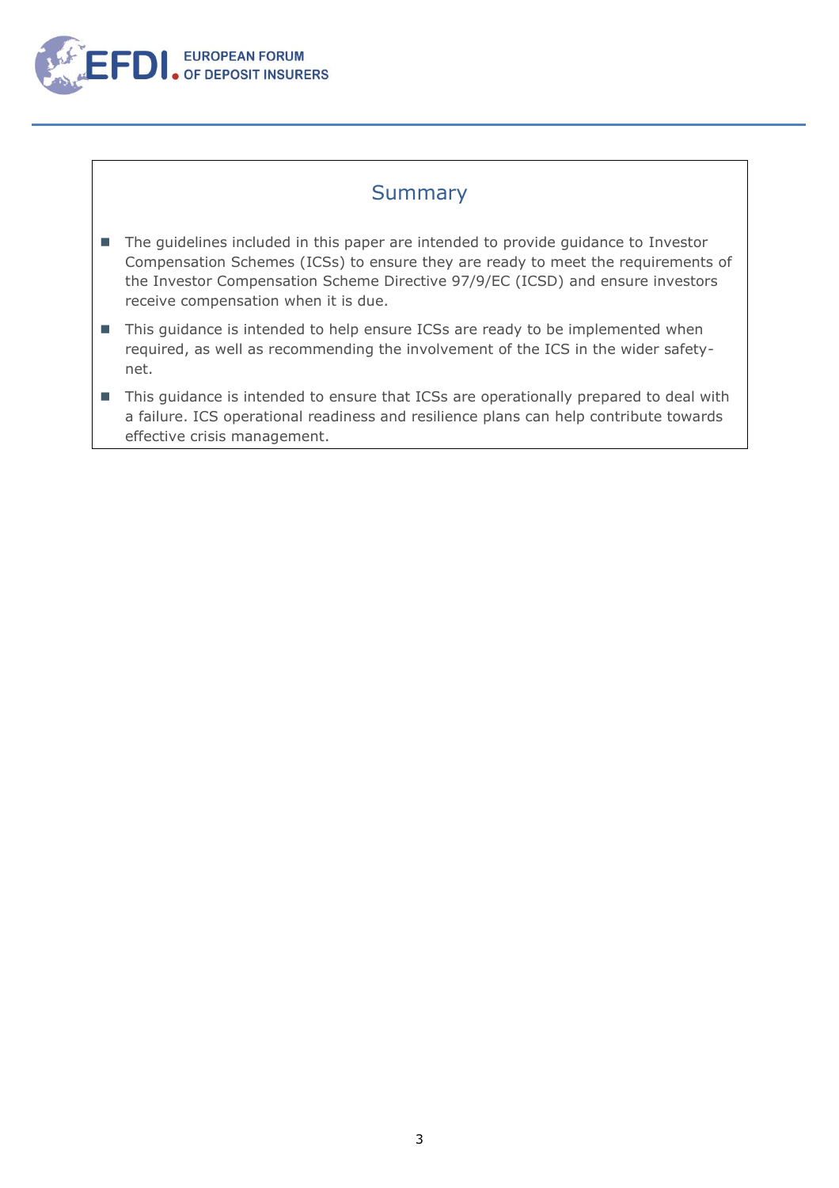## Summary

- The guidelines included in this paper are intended to provide guidance to Investor Compensation Schemes (ICSs) to ensure they are ready to meet the requirements of the Investor Compensation Scheme Directive 97/9/EC (ICSD) and ensure investors receive compensation when it is due.
- This guidance is intended to help ensure ICSs are ready to be implemented when required, as well as recommending the involvement of the ICS in the wider safety-net.
- This guidance is intended to ensure that ICSs are operationally prepared to deal with a failure. ICS operational readiness and resilience plans can help contribute towards effective crisis management.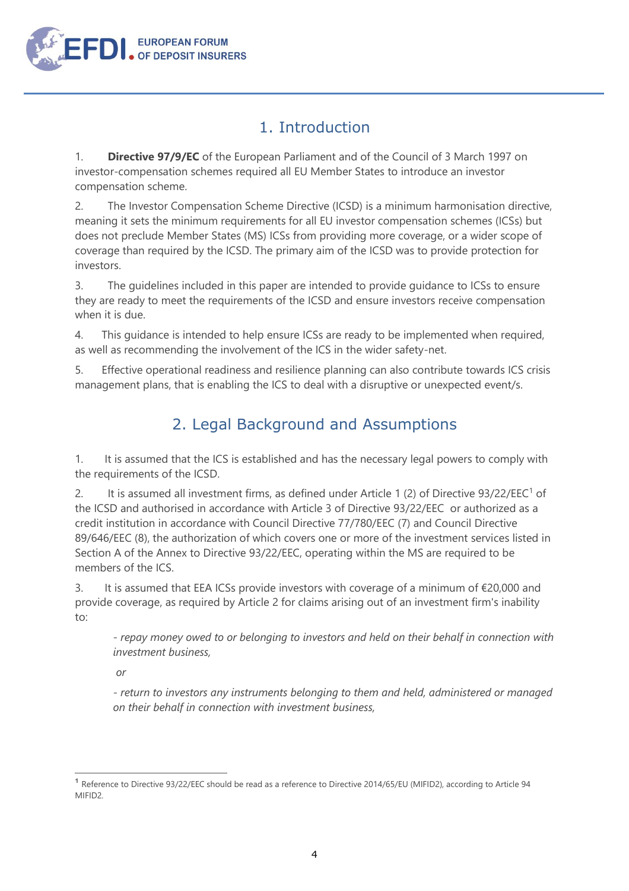## 1. Introduction

1. **Directive 97/9/EC** of the European Parliament and of the Council of 3 March 1997 on investor-compensation schemes required all EU Member States to introduce an investor compensation scheme.

2. The Investor Compensation Scheme Directive (ICSD) is a minimum harmonisation directive, meaning it sets the minimum requirements for all EU investor compensation schemes (ICSs) but does not preclude Member States (MS) ICSs from providing more coverage, or a wider scope of coverage than required by the ICSD. The primary aim of the ICSD was to provide protection for investors.

3. The guidelines included in this paper are intended to provide guidance to ICSs to ensure they are ready to meet the requirements of the ICSD and ensure investors receive compensation when it is due.

4. This guidance is intended to help ensure ICSs are ready to be implemented when required, as well as recommending the involvement of the ICS in the wider safety-net.

5. Effective operational readiness and resilience planning can also contribute towards ICS crisis management plans, that is enabling the ICS to deal with a disruptive or unexpected event/s.

## 2. Legal Background and Assumptions

1. It is assumed that the ICS is established and has the necessary legal powers to comply with the requirements of the ICSD.

2. It is assumed all investment firms, as defined under Article 1 (2) of Directive 93/22/EEC[1] of the ICSD and authorised in accordance with Article 3 of Directive 93/22/EEC or authorized as a credit institution in accordance with Council Directive 77/780/EEC (7) and Council Directive 89/646/EEC (8), the authorization of which covers one or more of the investment services listed in Section A of the Annex to Directive 93/22/EEC, operating within the MS are required to be members of the ICS.

3. It is assumed that EEA ICSs provide investors with coverage of a minimum of €20,000 and provide coverage, as required by Article 2 for claims arising out of an investment firm's inability to:

   *- repay money owed to or belonging to investors and held on their behalf in connection with investment business,*

   *or*

   *- return to investors any instruments belonging to them and held, administered or managed on their behalf in connection with investment business,*

---

[1] Reference to Directive 93/22/EEC should be read as a reference to Directive 2014/65/EU (MIFID2), according to Article 94 MIFID2.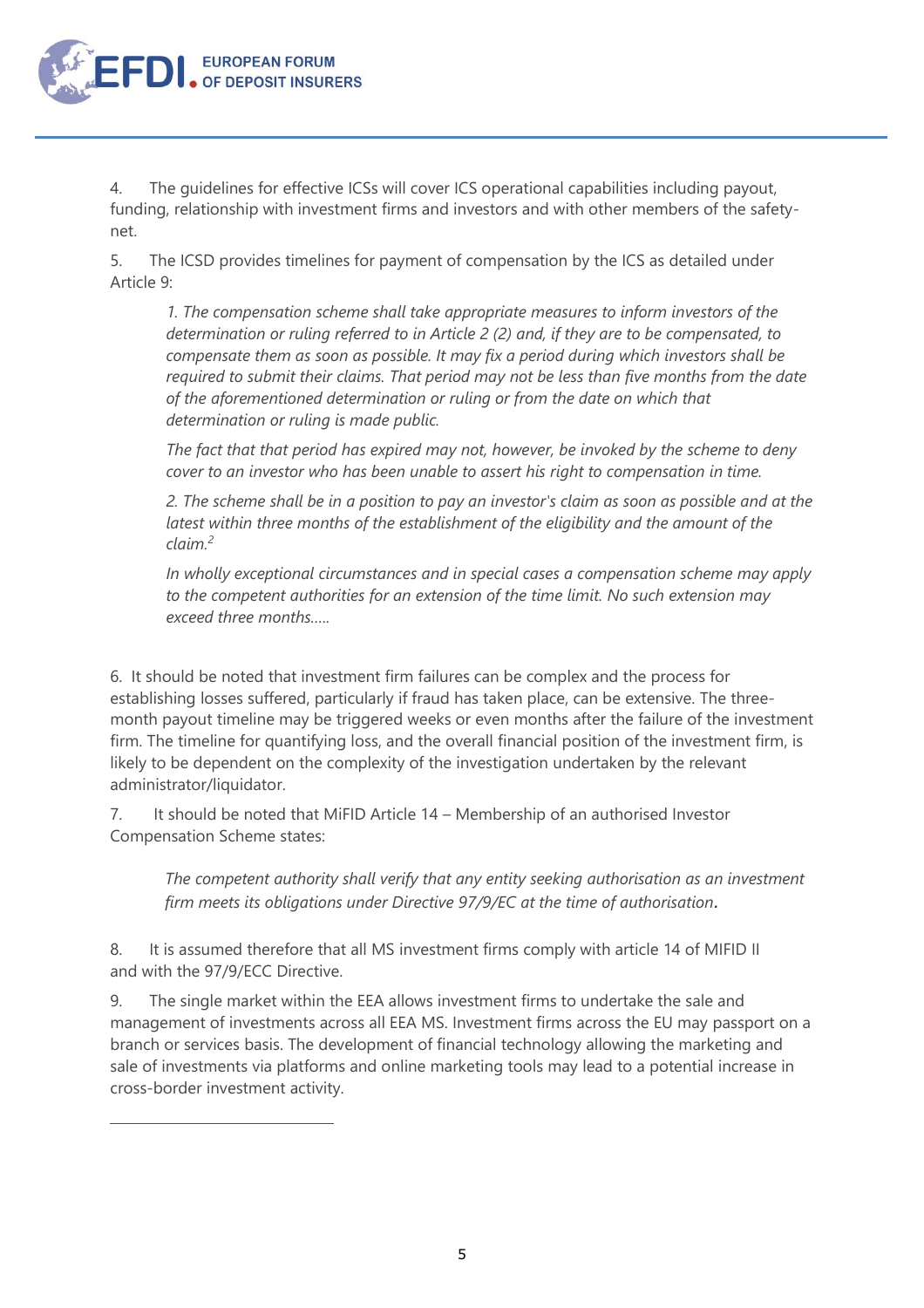4. The guidelines for effective ICSs will cover ICS operational capabilities including payout, funding, relationship with investment firms and investors and with other members of the safety-net.

5. The ICSD provides timelines for payment of compensation by the ICS as detailed under Article 9:

> *1. The compensation scheme shall take appropriate measures to inform investors of the determination or ruling referred to in Article 2 (2) and, if they are to be compensated, to compensate them as soon as possible. It may fix a period during which investors shall be required to submit their claims. That period may not be less than five months from the date of the aforementioned determination or ruling or from the date on which that determination or ruling is made public.*
>
> *The fact that that period has expired may not, however, be invoked by the scheme to deny cover to an investor who has been unable to assert his right to compensation in time.*
>
> *2. The scheme shall be in a position to pay an investor's claim as soon as possible and at the latest within three months of the establishment of the eligibility and the amount of the claim.*[2]
>
> *In wholly exceptional circumstances and in special cases a compensation scheme may apply to the competent authorities for an extension of the time limit. No such extension may exceed three months…..*

6. It should be noted that investment firm failures can be complex and the process for establishing losses suffered, particularly if fraud has taken place, can be extensive. The three-month payout timeline may be triggered weeks or even months after the failure of the investment firm. The timeline for quantifying loss, and the overall financial position of the investment firm, is likely to be dependent on the complexity of the investigation undertaken by the relevant administrator/liquidator.

7. It should be noted that MiFID Article 14 – Membership of an authorised Investor Compensation Scheme states:

> *The competent authority shall verify that any entity seeking authorisation as an investment firm meets its obligations under Directive 97/9/EC at the time of authorisation.*

8. It is assumed therefore that all MS investment firms comply with article 14 of MIFID II and with the 97/9/ECC Directive.

9. The single market within the EEA allows investment firms to undertake the sale and management of investments across all EEA MS. Investment firms across the EU may passport on a branch or services basis. The development of financial technology allowing the marketing and sale of investments via platforms and online marketing tools may lead to a potential increase in cross-border investment activity.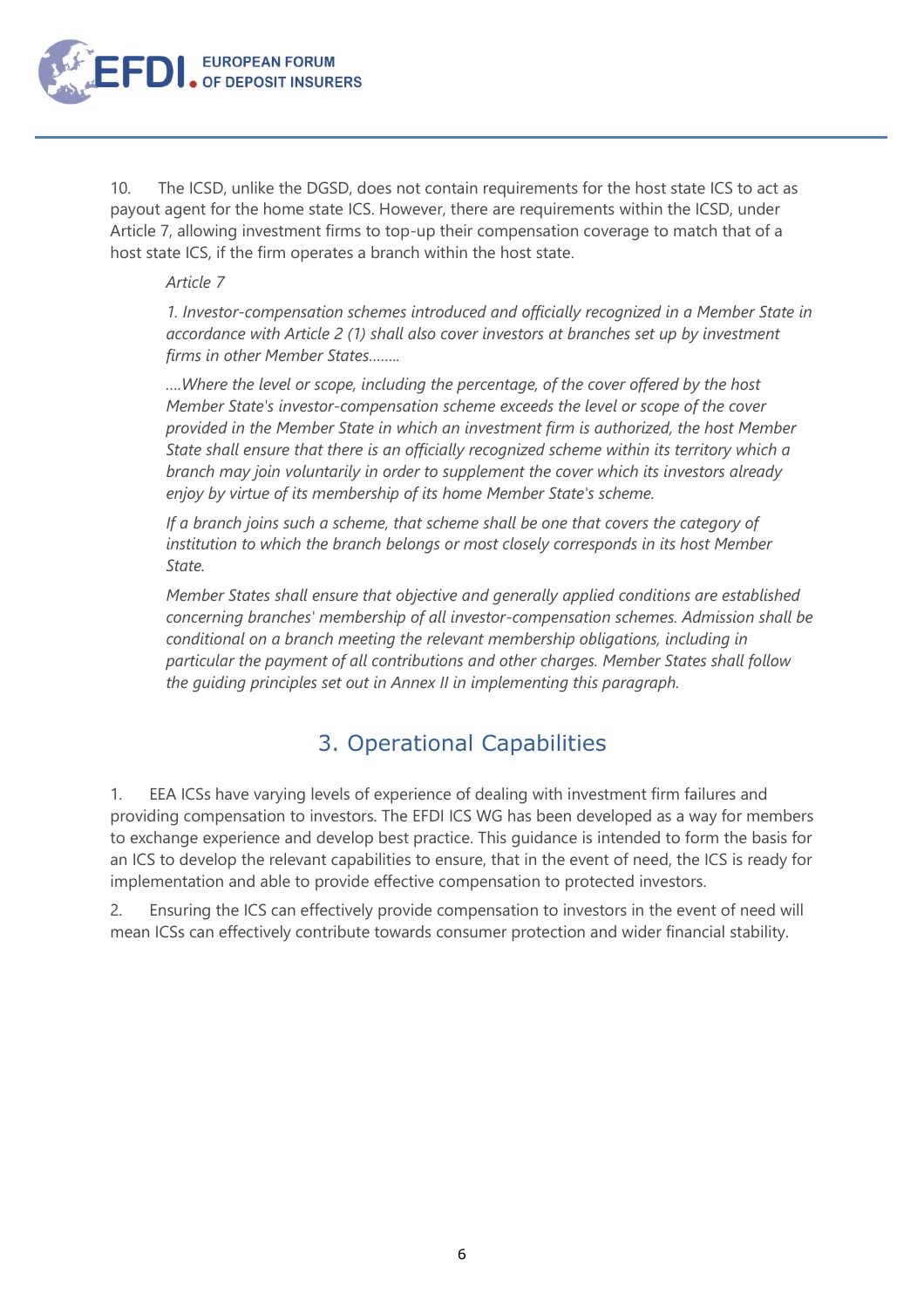10. The ICSD, unlike the DGSD, does not contain requirements for the host state ICS to act as payout agent for the home state ICS. However, there are requirements within the ICSD, under Article 7, allowing investment firms to top-up their compensation coverage to match that of a host state ICS, if the firm operates a branch within the host state.

> *Article 7*
>
> *1. Investor-compensation schemes introduced and officially recognized in a Member State in accordance with Article 2 (1) shall also cover investors at branches set up by investment firms in other Member States……..*
>
> *….Where the level or scope, including the percentage, of the cover offered by the host Member State's investor-compensation scheme exceeds the level or scope of the cover provided in the Member State in which an investment firm is authorized, the host Member State shall ensure that there is an officially recognized scheme within its territory which a branch may join voluntarily in order to supplement the cover which its investors already enjoy by virtue of its membership of its home Member State's scheme.*
>
> *If a branch joins such a scheme, that scheme shall be one that covers the category of institution to which the branch belongs or most closely corresponds in its host Member State.*
>
> *Member States shall ensure that objective and generally applied conditions are established concerning branches' membership of all investor-compensation schemes. Admission shall be conditional on a branch meeting the relevant membership obligations, including in particular the payment of all contributions and other charges. Member States shall follow the guiding principles set out in Annex II in implementing this paragraph.*

## 3. Operational Capabilities

1. EEA ICSs have varying levels of experience of dealing with investment firm failures and providing compensation to investors. The EFDI ICS WG has been developed as a way for members to exchange experience and develop best practice. This guidance is intended to form the basis for an ICS to develop the relevant capabilities to ensure, that in the event of need, the ICS is ready for implementation and able to provide effective compensation to protected investors.

2. Ensuring the ICS can effectively provide compensation to investors in the event of need will mean ICSs can effectively contribute towards consumer protection and wider financial stability.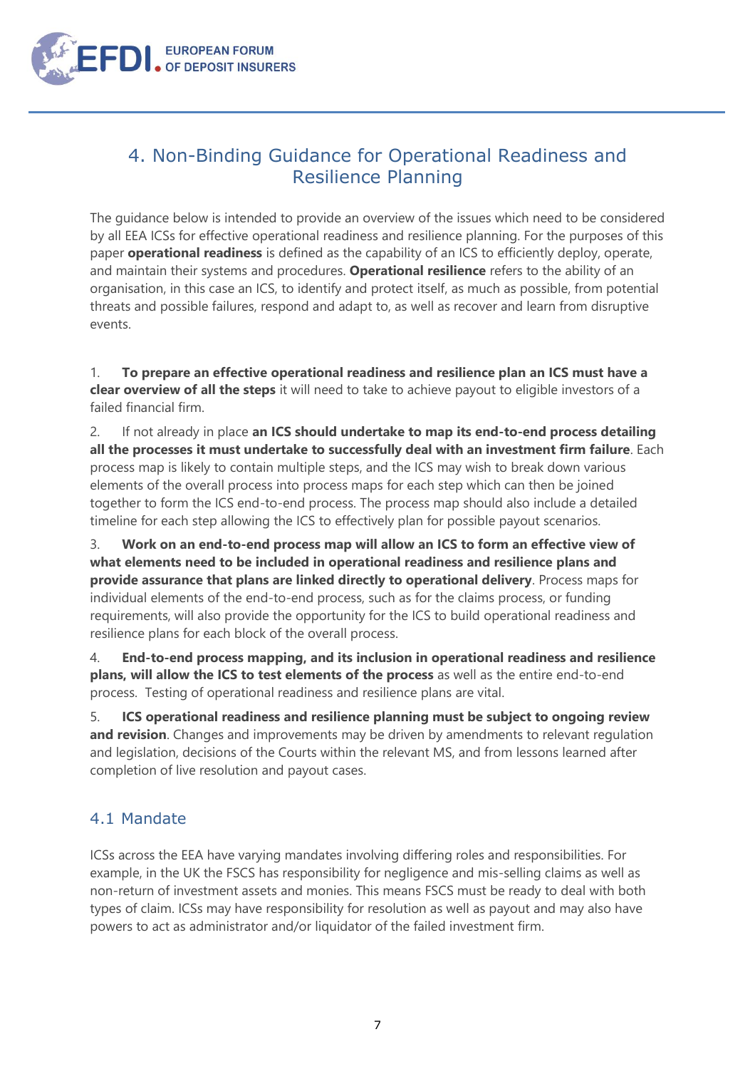## 4. Non-Binding Guidance for Operational Readiness and Resilience Planning

The guidance below is intended to provide an overview of the issues which need to be considered by all EEA ICSs for effective operational readiness and resilience planning. For the purposes of this paper **operational readiness** is defined as the capability of an ICS to efficiently deploy, operate, and maintain their systems and procedures. **Operational resilience** refers to the ability of an organisation, in this case an ICS, to identify and protect itself, as much as possible, from potential threats and possible failures, respond and adapt to, as well as recover and learn from disruptive events.

1. **To prepare an effective operational readiness and resilience plan an ICS must have a clear overview of all the steps** it will need to take to achieve payout to eligible investors of a failed financial firm.

2. If not already in place **an ICS should undertake to map its end-to-end process detailing all the processes it must undertake to successfully deal with an investment firm failure**. Each process map is likely to contain multiple steps, and the ICS may wish to break down various elements of the overall process into process maps for each step which can then be joined together to form the ICS end-to-end process. The process map should also include a detailed timeline for each step allowing the ICS to effectively plan for possible payout scenarios.

3. **Work on an end-to-end process map will allow an ICS to form an effective view of what elements need to be included in operational readiness and resilience plans and provide assurance that plans are linked directly to operational delivery**. Process maps for individual elements of the end-to-end process, such as for the claims process, or funding requirements, will also provide the opportunity for the ICS to build operational readiness and resilience plans for each block of the overall process.

4. **End-to-end process mapping, and its inclusion in operational readiness and resilience plans, will allow the ICS to test elements of the process** as well as the entire end-to-end process. Testing of operational readiness and resilience plans are vital.

5. **ICS operational readiness and resilience planning must be subject to ongoing review and revision**. Changes and improvements may be driven by amendments to relevant regulation and legislation, decisions of the Courts within the relevant MS, and from lessons learned after completion of live resolution and payout cases.

### 4.1 Mandate

ICSs across the EEA have varying mandates involving differing roles and responsibilities. For example, in the UK the FSCS has responsibility for negligence and mis-selling claims as well as non-return of investment assets and monies. This means FSCS must be ready to deal with both types of claim. ICSs may have responsibility for resolution as well as payout and may also have powers to act as administrator and/or liquidator of the failed investment firm.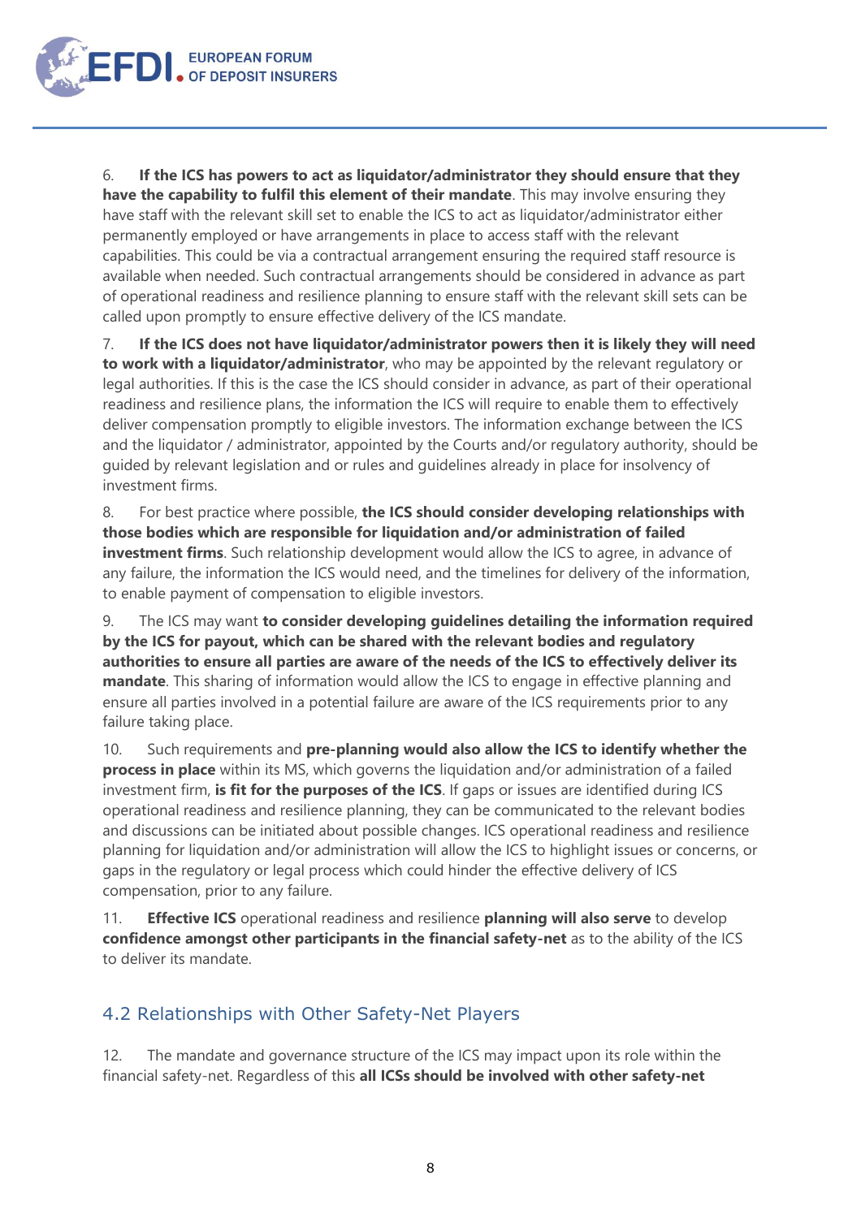6. **If the ICS has powers to act as liquidator/administrator they should ensure that they have the capability to fulfil this element of their mandate**. This may involve ensuring they have staff with the relevant skill set to enable the ICS to act as liquidator/administrator either permanently employed or have arrangements in place to access staff with the relevant capabilities. This could be via a contractual arrangement ensuring the required staff resource is available when needed. Such contractual arrangements should be considered in advance as part of operational readiness and resilience planning to ensure staff with the relevant skill sets can be called upon promptly to ensure effective delivery of the ICS mandate.

7. **If the ICS does not have liquidator/administrator powers then it is likely they will need to work with a liquidator/administrator**, who may be appointed by the relevant regulatory or legal authorities. If this is the case the ICS should consider in advance, as part of their operational readiness and resilience plans, the information the ICS will require to enable them to effectively deliver compensation promptly to eligible investors. The information exchange between the ICS and the liquidator / administrator, appointed by the Courts and/or regulatory authority, should be guided by relevant legislation and or rules and guidelines already in place for insolvency of investment firms.

8. For best practice where possible, **the ICS should consider developing relationships with those bodies which are responsible for liquidation and/or administration of failed investment firms**. Such relationship development would allow the ICS to agree, in advance of any failure, the information the ICS would need, and the timelines for delivery of the information, to enable payment of compensation to eligible investors.

9. The ICS may want **to consider developing guidelines detailing the information required by the ICS for payout, which can be shared with the relevant bodies and regulatory authorities to ensure all parties are aware of the needs of the ICS to effectively deliver its mandate**. This sharing of information would allow the ICS to engage in effective planning and ensure all parties involved in a potential failure are aware of the ICS requirements prior to any failure taking place.

10. Such requirements and **pre-planning would also allow the ICS to identify whether the process in place** within its MS, which governs the liquidation and/or administration of a failed investment firm, **is fit for the purposes of the ICS**. If gaps or issues are identified during ICS operational readiness and resilience planning, they can be communicated to the relevant bodies and discussions can be initiated about possible changes. ICS operational readiness and resilience planning for liquidation and/or administration will allow the ICS to highlight issues or concerns, or gaps in the regulatory or legal process which could hinder the effective delivery of ICS compensation, prior to any failure.

11. **Effective ICS** operational readiness and resilience **planning will also serve** to develop **confidence amongst other participants in the financial safety-net** as to the ability of the ICS to deliver its mandate.

## 4.2 Relationships with Other Safety-Net Players

12. The mandate and governance structure of the ICS may impact upon its role within the financial safety-net. Regardless of this **all ICSs should be involved with other safety-net**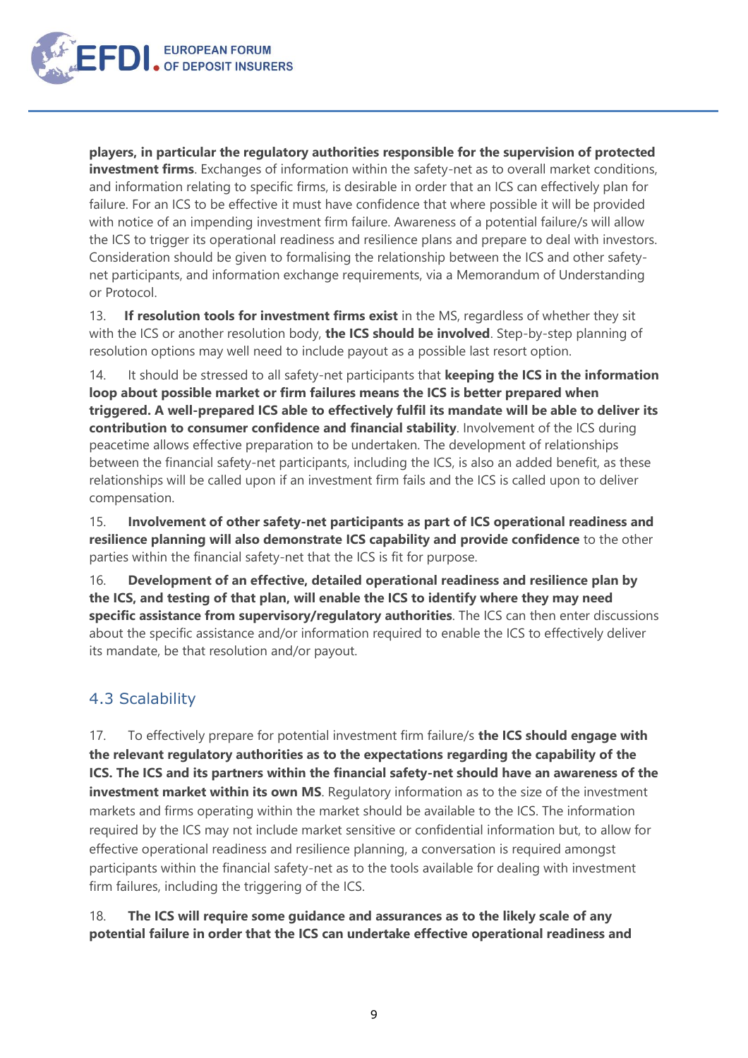**players, in particular the regulatory authorities responsible for the supervision of protected investment firms**. Exchanges of information within the safety-net as to overall market conditions, and information relating to specific firms, is desirable in order that an ICS can effectively plan for failure. For an ICS to be effective it must have confidence that where possible it will be provided with notice of an impending investment firm failure. Awareness of a potential failure/s will allow the ICS to trigger its operational readiness and resilience plans and prepare to deal with investors. Consideration should be given to formalising the relationship between the ICS and other safety-net participants, and information exchange requirements, via a Memorandum of Understanding or Protocol.

13. **If resolution tools for investment firms exist** in the MS, regardless of whether they sit with the ICS or another resolution body, **the ICS should be involved**. Step-by-step planning of resolution options may well need to include payout as a possible last resort option.

14. It should be stressed to all safety-net participants that **keeping the ICS in the information loop about possible market or firm failures means the ICS is better prepared when triggered. A well-prepared ICS able to effectively fulfil its mandate will be able to deliver its contribution to consumer confidence and financial stability**. Involvement of the ICS during peacetime allows effective preparation to be undertaken. The development of relationships between the financial safety-net participants, including the ICS, is also an added benefit, as these relationships will be called upon if an investment firm fails and the ICS is called upon to deliver compensation.

15. **Involvement of other safety-net participants as part of ICS operational readiness and resilience planning will also demonstrate ICS capability and provide confidence** to the other parties within the financial safety-net that the ICS is fit for purpose.

16. **Development of an effective, detailed operational readiness and resilience plan by the ICS, and testing of that plan, will enable the ICS to identify where they may need specific assistance from supervisory/regulatory authorities**. The ICS can then enter discussions about the specific assistance and/or information required to enable the ICS to effectively deliver its mandate, be that resolution and/or payout.

## 4.3 Scalability

17. To effectively prepare for potential investment firm failure/s **the ICS should engage with the relevant regulatory authorities as to the expectations regarding the capability of the ICS. The ICS and its partners within the financial safety-net should have an awareness of the investment market within its own MS**. Regulatory information as to the size of the investment markets and firms operating within the market should be available to the ICS. The information required by the ICS may not include market sensitive or confidential information but, to allow for effective operational readiness and resilience planning, a conversation is required amongst participants within the financial safety-net as to the tools available for dealing with investment firm failures, including the triggering of the ICS.

18. **The ICS will require some guidance and assurances as to the likely scale of any potential failure in order that the ICS can undertake effective operational readiness and**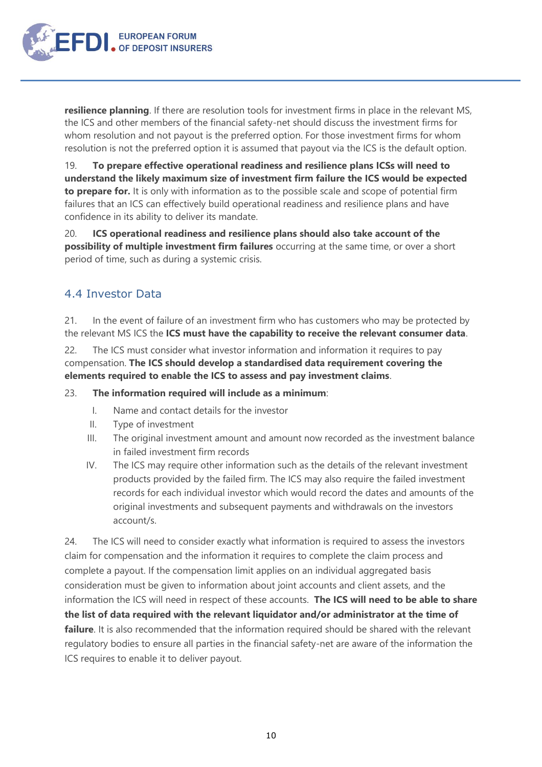**resilience planning**. If there are resolution tools for investment firms in place in the relevant MS, the ICS and other members of the financial safety-net should discuss the investment firms for whom resolution and not payout is the preferred option. For those investment firms for whom resolution is not the preferred option it is assumed that payout via the ICS is the default option.

19. **To prepare effective operational readiness and resilience plans ICSs will need to understand the likely maximum size of investment firm failure the ICS would be expected to prepare for.** It is only with information as to the possible scale and scope of potential firm failures that an ICS can effectively build operational readiness and resilience plans and have confidence in its ability to deliver its mandate.

20. **ICS operational readiness and resilience plans should also take account of the possibility of multiple investment firm failures** occurring at the same time, or over a short period of time, such as during a systemic crisis.

## 4.4 Investor Data

21. In the event of failure of an investment firm who has customers who may be protected by the relevant MS ICS the **ICS must have the capability to receive the relevant consumer data**.

22. The ICS must consider what investor information and information it requires to pay compensation. **The ICS should develop a standardised data requirement covering the elements required to enable the ICS to assess and pay investment claims**.

23. **The information required will include as a minimum**:

I. Name and contact details for the investor

II. Type of investment

III. The original investment amount and amount now recorded as the investment balance in failed investment firm records

IV. The ICS may require other information such as the details of the relevant investment products provided by the failed firm. The ICS may also require the failed investment records for each individual investor which would record the dates and amounts of the original investments and subsequent payments and withdrawals on the investors account/s.

24. The ICS will need to consider exactly what information is required to assess the investors claim for compensation and the information it requires to complete the claim process and complete a payout. If the compensation limit applies on an individual aggregated basis consideration must be given to information about joint accounts and client assets, and the information the ICS will need in respect of these accounts. **The ICS will need to be able to share the list of data required with the relevant liquidator and/or administrator at the time of failure**. It is also recommended that the information required should be shared with the relevant regulatory bodies to ensure all parties in the financial safety-net are aware of the information the ICS requires to enable it to deliver payout.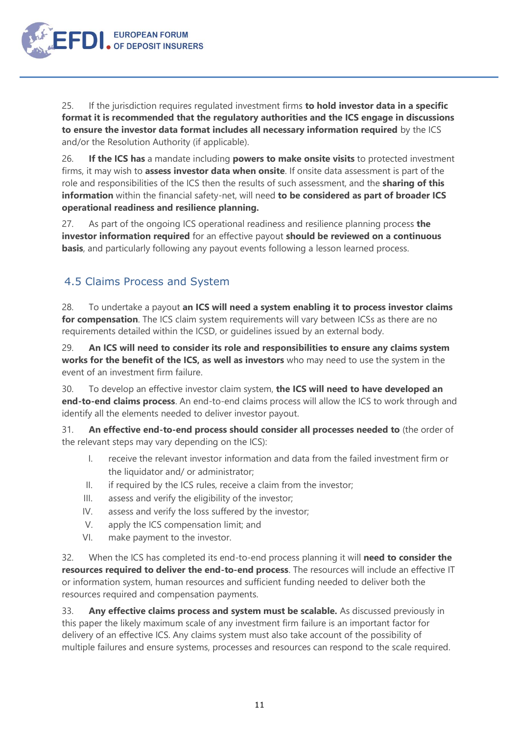25. If the jurisdiction requires regulated investment firms **to hold investor data in a specific format it is recommended that the regulatory authorities and the ICS engage in discussions to ensure the investor data format includes all necessary information required** by the ICS and/or the Resolution Authority (if applicable).

26. **If the ICS has** a mandate including **powers to make onsite visits** to protected investment firms, it may wish to **assess investor data when onsite**. If onsite data assessment is part of the role and responsibilities of the ICS then the results of such assessment, and the **sharing of this information** within the financial safety-net, will need **to be considered as part of broader ICS operational readiness and resilience planning.**

27. As part of the ongoing ICS operational readiness and resilience planning process **the investor information required** for an effective payout **should be reviewed on a continuous basis**, and particularly following any payout events following a lesson learned process.

## 4.5 Claims Process and System

28. To undertake a payout **an ICS will need a system enabling it to process investor claims for compensation**. The ICS claim system requirements will vary between ICSs as there are no requirements detailed within the ICSD, or guidelines issued by an external body.

29. **An ICS will need to consider its role and responsibilities to ensure any claims system works for the benefit of the ICS, as well as investors** who may need to use the system in the event of an investment firm failure.

30. To develop an effective investor claim system, **the ICS will need to have developed an end-to-end claims process**. An end-to-end claims process will allow the ICS to work through and identify all the elements needed to deliver investor payout.

31. **An effective end-to-end process should consider all processes needed to** (the order of the relevant steps may vary depending on the ICS):

I. receive the relevant investor information and data from the failed investment firm or the liquidator and/ or administrator;

II. if required by the ICS rules, receive a claim from the investor;

III. assess and verify the eligibility of the investor;

IV. assess and verify the loss suffered by the investor;

V. apply the ICS compensation limit; and

VI. make payment to the investor.

32. When the ICS has completed its end-to-end process planning it will **need to consider the resources required to deliver the end-to-end process**. The resources will include an effective IT or information system, human resources and sufficient funding needed to deliver both the resources required and compensation payments.

33. **Any effective claims process and system must be scalable.** As discussed previously in this paper the likely maximum scale of any investment firm failure is an important factor for delivery of an effective ICS. Any claims system must also take account of the possibility of multiple failures and ensure systems, processes and resources can respond to the scale required.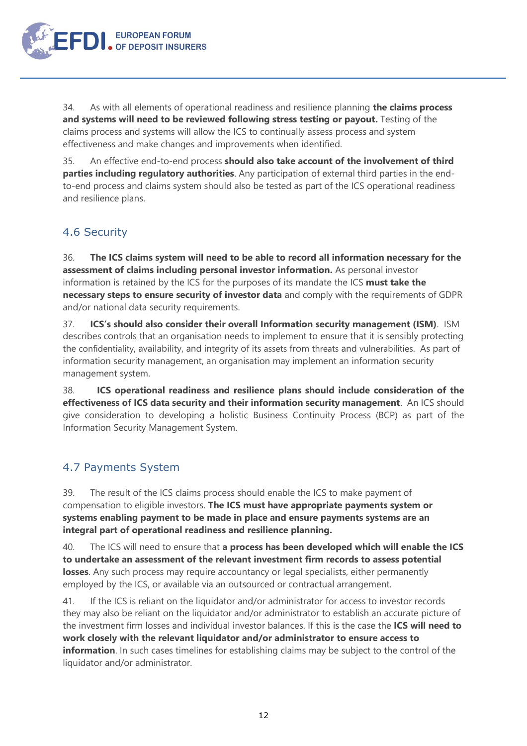34. As with all elements of operational readiness and resilience planning **the claims process and systems will need to be reviewed following stress testing or payout.** Testing of the claims process and systems will allow the ICS to continually assess process and system effectiveness and make changes and improvements when identified.

35. An effective end-to-end process **should also take account of the involvement of third parties including regulatory authorities**. Any participation of external third parties in the end-to-end process and claims system should also be tested as part of the ICS operational readiness and resilience plans.

## 4.6 Security

36. **The ICS claims system will need to be able to record all information necessary for the assessment of claims including personal investor information.** As personal investor information is retained by the ICS for the purposes of its mandate the ICS **must take the necessary steps to ensure security of investor data** and comply with the requirements of GDPR and/or national data security requirements.

37. **ICS's should also consider their overall Information security management (ISM)**. ISM describes controls that an organisation needs to implement to ensure that it is sensibly protecting the confidentiality, availability, and integrity of its assets from threats and vulnerabilities. As part of information security management, an organisation may implement an information security management system.

38. **ICS operational readiness and resilience plans should include consideration of the effectiveness of ICS data security and their information security management**. An ICS should give consideration to developing a holistic Business Continuity Process (BCP) as part of the Information Security Management System.

## 4.7 Payments System

39. The result of the ICS claims process should enable the ICS to make payment of compensation to eligible investors. **The ICS must have appropriate payments system or systems enabling payment to be made in place and ensure payments systems are an integral part of operational readiness and resilience planning.**

40. The ICS will need to ensure that **a process has been developed which will enable the ICS to undertake an assessment of the relevant investment firm records to assess potential losses**. Any such process may require accountancy or legal specialists, either permanently employed by the ICS, or available via an outsourced or contractual arrangement.

41. If the ICS is reliant on the liquidator and/or administrator for access to investor records they may also be reliant on the liquidator and/or administrator to establish an accurate picture of the investment firm losses and individual investor balances. If this is the case the **ICS will need to work closely with the relevant liquidator and/or administrator to ensure access to information**. In such cases timelines for establishing claims may be subject to the control of the liquidator and/or administrator.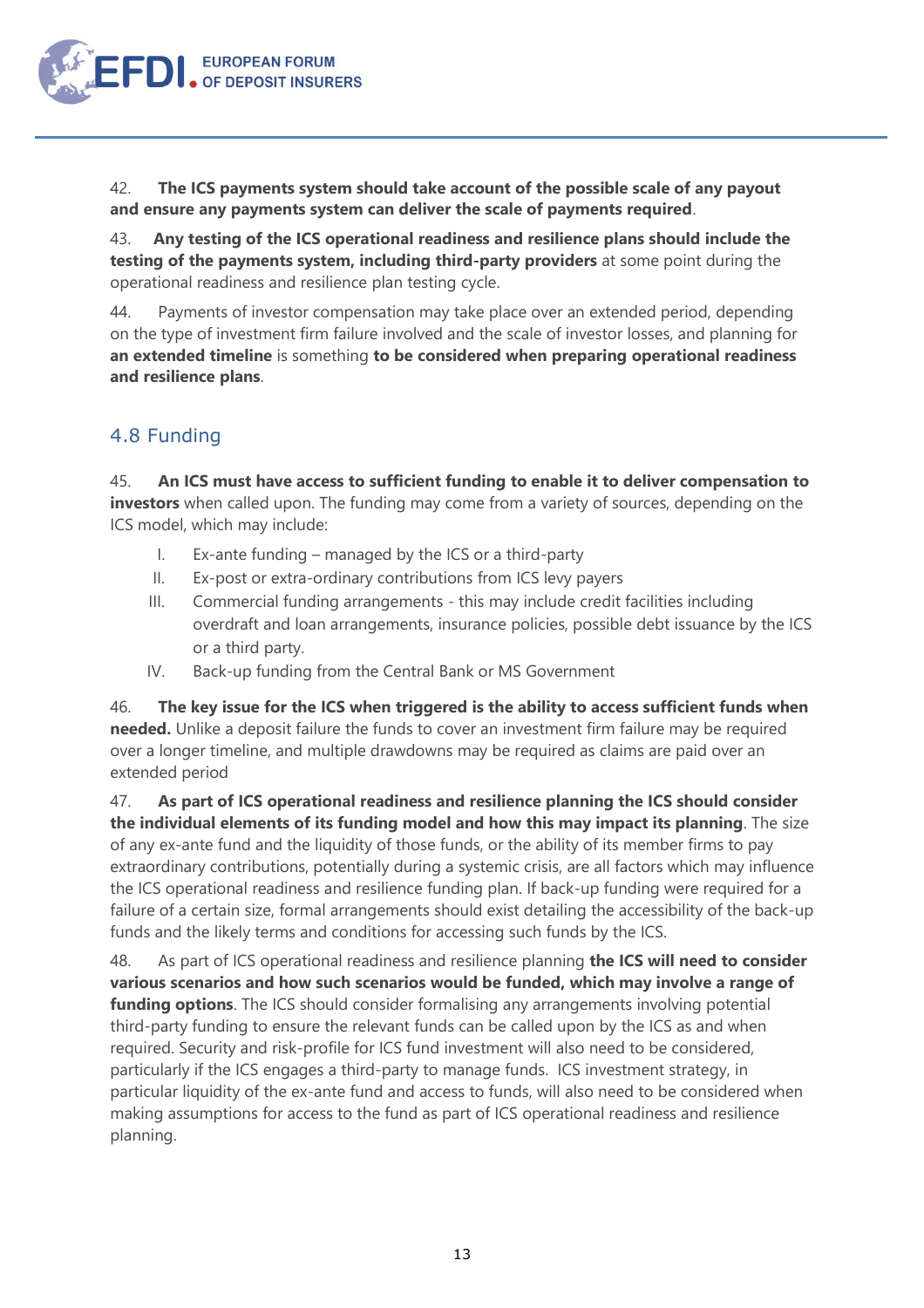42. **The ICS payments system should take account of the possible scale of any payout and ensure any payments system can deliver the scale of payments required**.

43. **Any testing of the ICS operational readiness and resilience plans should include the testing of the payments system, including third-party providers** at some point during the operational readiness and resilience plan testing cycle.

44. Payments of investor compensation may take place over an extended period, depending on the type of investment firm failure involved and the scale of investor losses, and planning for **an extended timeline** is something **to be considered when preparing operational readiness and resilience plans**.

## 4.8 Funding

45. **An ICS must have access to sufficient funding to enable it to deliver compensation to investors** when called upon. The funding may come from a variety of sources, depending on the ICS model, which may include:

I. Ex-ante funding – managed by the ICS or a third-party
II. Ex-post or extra-ordinary contributions from ICS levy payers
III. Commercial funding arrangements - this may include credit facilities including overdraft and loan arrangements, insurance policies, possible debt issuance by the ICS or a third party.
IV. Back-up funding from the Central Bank or MS Government

46. **The key issue for the ICS when triggered is the ability to access sufficient funds when needed.** Unlike a deposit failure the funds to cover an investment firm failure may be required over a longer timeline, and multiple drawdowns may be required as claims are paid over an extended period

47. **As part of ICS operational readiness and resilience planning the ICS should consider the individual elements of its funding model and how this may impact its planning**. The size of any ex-ante fund and the liquidity of those funds, or the ability of its member firms to pay extraordinary contributions, potentially during a systemic crisis, are all factors which may influence the ICS operational readiness and resilience funding plan. If back-up funding were required for a failure of a certain size, formal arrangements should exist detailing the accessibility of the back-up funds and the likely terms and conditions for accessing such funds by the ICS.

48. As part of ICS operational readiness and resilience planning **the ICS will need to consider various scenarios and how such scenarios would be funded, which may involve a range of funding options**. The ICS should consider formalising any arrangements involving potential third-party funding to ensure the relevant funds can be called upon by the ICS as and when required. Security and risk-profile for ICS fund investment will also need to be considered, particularly if the ICS engages a third-party to manage funds. ICS investment strategy, in particular liquidity of the ex-ante fund and access to funds, will also need to be considered when making assumptions for access to the fund as part of ICS operational readiness and resilience planning.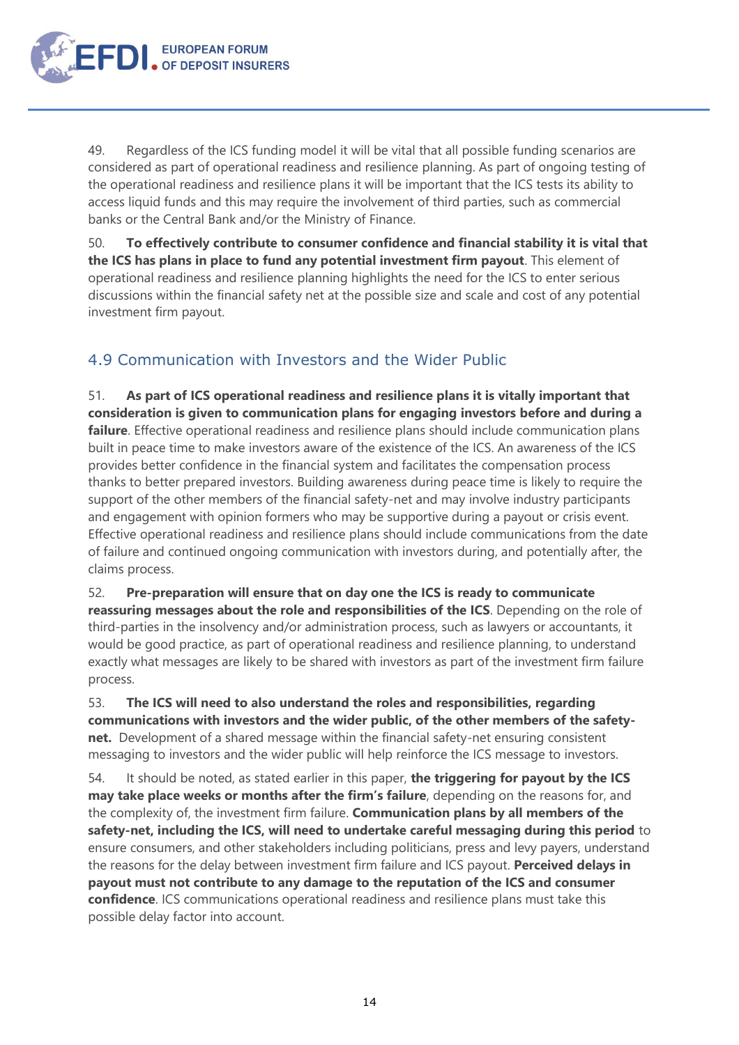49. Regardless of the ICS funding model it will be vital that all possible funding scenarios are considered as part of operational readiness and resilience planning. As part of ongoing testing of the operational readiness and resilience plans it will be important that the ICS tests its ability to access liquid funds and this may require the involvement of third parties, such as commercial banks or the Central Bank and/or the Ministry of Finance.

50. **To effectively contribute to consumer confidence and financial stability it is vital that the ICS has plans in place to fund any potential investment firm payout**. This element of operational readiness and resilience planning highlights the need for the ICS to enter serious discussions within the financial safety net at the possible size and scale and cost of any potential investment firm payout.

## 4.9 Communication with Investors and the Wider Public

51. **As part of ICS operational readiness and resilience plans it is vitally important that consideration is given to communication plans for engaging investors before and during a failure**. Effective operational readiness and resilience plans should include communication plans built in peace time to make investors aware of the existence of the ICS. An awareness of the ICS provides better confidence in the financial system and facilitates the compensation process thanks to better prepared investors. Building awareness during peace time is likely to require the support of the other members of the financial safety-net and may involve industry participants and engagement with opinion formers who may be supportive during a payout or crisis event. Effective operational readiness and resilience plans should include communications from the date of failure and continued ongoing communication with investors during, and potentially after, the claims process.

52. **Pre-preparation will ensure that on day one the ICS is ready to communicate reassuring messages about the role and responsibilities of the ICS**. Depending on the role of third-parties in the insolvency and/or administration process, such as lawyers or accountants, it would be good practice, as part of operational readiness and resilience planning, to understand exactly what messages are likely to be shared with investors as part of the investment firm failure process.

53. **The ICS will need to also understand the roles and responsibilities, regarding communications with investors and the wider public, of the other members of the safety-net.** Development of a shared message within the financial safety-net ensuring consistent messaging to investors and the wider public will help reinforce the ICS message to investors.

54. It should be noted, as stated earlier in this paper, **the triggering for payout by the ICS may take place weeks or months after the firm's failure**, depending on the reasons for, and the complexity of, the investment firm failure. **Communication plans by all members of the safety-net, including the ICS, will need to undertake careful messaging during this period** to ensure consumers, and other stakeholders including politicians, press and levy payers, understand the reasons for the delay between investment firm failure and ICS payout. **Perceived delays in payout must not contribute to any damage to the reputation of the ICS and consumer confidence**. ICS communications operational readiness and resilience plans must take this possible delay factor into account.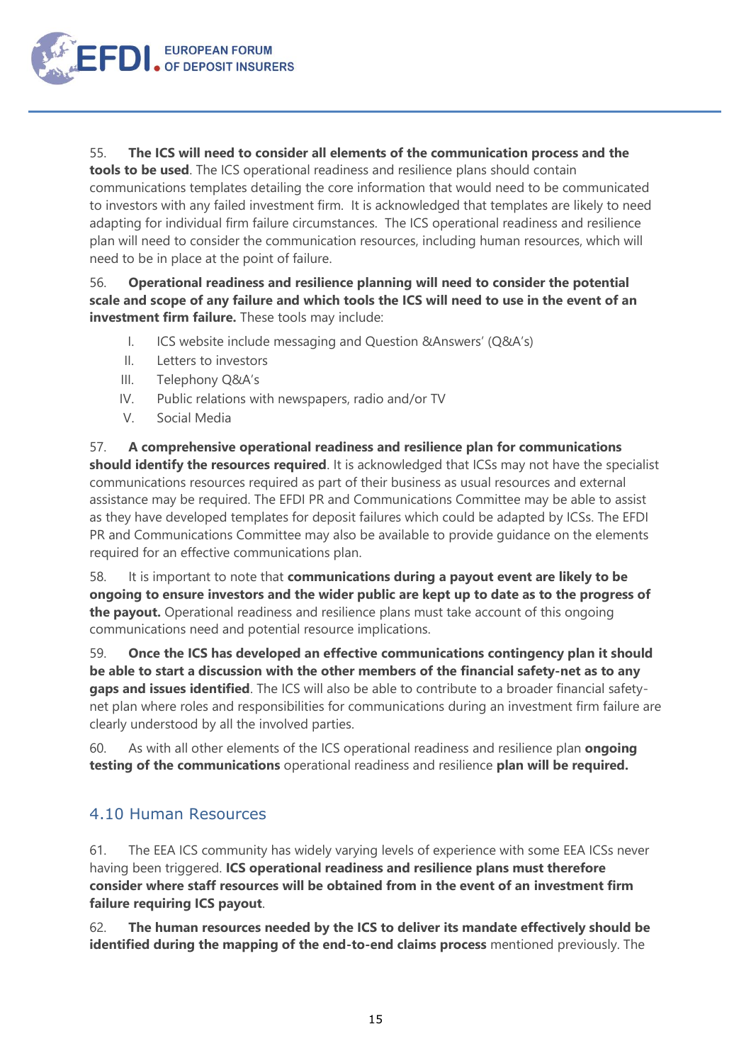55. **The ICS will need to consider all elements of the communication process and the tools to be used**. The ICS operational readiness and resilience plans should contain communications templates detailing the core information that would need to be communicated to investors with any failed investment firm. It is acknowledged that templates are likely to need adapting for individual firm failure circumstances. The ICS operational readiness and resilience plan will need to consider the communication resources, including human resources, which will need to be in place at the point of failure.

56. **Operational readiness and resilience planning will need to consider the potential scale and scope of any failure and which tools the ICS will need to use in the event of an investment firm failure.** These tools may include:

I. ICS website include messaging and Question &Answers' (Q&A's)
II. Letters to investors
III. Telephony Q&A's
IV. Public relations with newspapers, radio and/or TV
V. Social Media

57. **A comprehensive operational readiness and resilience plan for communications should identify the resources required**. It is acknowledged that ICSs may not have the specialist communications resources required as part of their business as usual resources and external assistance may be required. The EFDI PR and Communications Committee may be able to assist as they have developed templates for deposit failures which could be adapted by ICSs. The EFDI PR and Communications Committee may also be available to provide guidance on the elements required for an effective communications plan.

58. It is important to note that **communications during a payout event are likely to be ongoing to ensure investors and the wider public are kept up to date as to the progress of the payout.** Operational readiness and resilience plans must take account of this ongoing communications need and potential resource implications.

59. **Once the ICS has developed an effective communications contingency plan it should be able to start a discussion with the other members of the financial safety-net as to any gaps and issues identified**. The ICS will also be able to contribute to a broader financial safety-net plan where roles and responsibilities for communications during an investment firm failure are clearly understood by all the involved parties.

60. As with all other elements of the ICS operational readiness and resilience plan **ongoing testing of the communications** operational readiness and resilience **plan will be required.**

## 4.10 Human Resources

61. The EEA ICS community has widely varying levels of experience with some EEA ICSs never having been triggered. **ICS operational readiness and resilience plans must therefore consider where staff resources will be obtained from in the event of an investment firm failure requiring ICS payout**.

62. **The human resources needed by the ICS to deliver its mandate effectively should be identified during the mapping of the end-to-end claims process** mentioned previously. The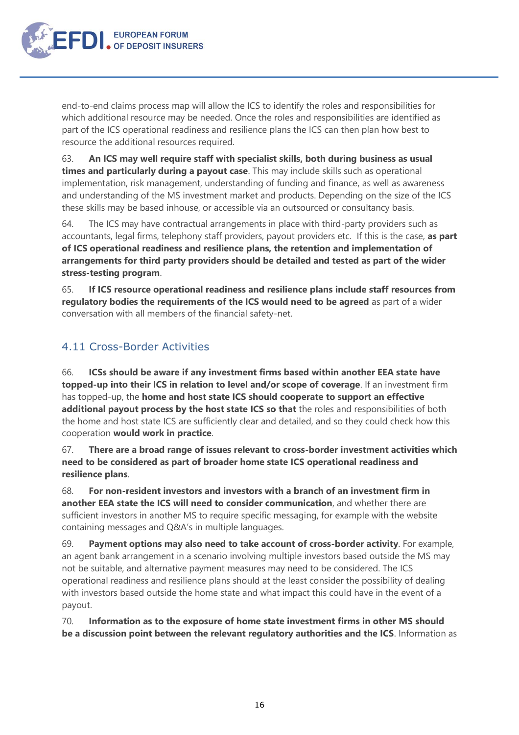end-to-end claims process map will allow the ICS to identify the roles and responsibilities for which additional resource may be needed. Once the roles and responsibilities are identified as part of the ICS operational readiness and resilience plans the ICS can then plan how best to resource the additional resources required.

63. **An ICS may well require staff with specialist skills, both during business as usual times and particularly during a payout case**. This may include skills such as operational implementation, risk management, understanding of funding and finance, as well as awareness and understanding of the MS investment market and products. Depending on the size of the ICS these skills may be based inhouse, or accessible via an outsourced or consultancy basis.

64. The ICS may have contractual arrangements in place with third-party providers such as accountants, legal firms, telephony staff providers, payout providers etc. If this is the case, **as part of ICS operational readiness and resilience plans, the retention and implementation of arrangements for third party providers should be detailed and tested as part of the wider stress-testing program**.

65. **If ICS resource operational readiness and resilience plans include staff resources from regulatory bodies the requirements of the ICS would need to be agreed** as part of a wider conversation with all members of the financial safety-net.

## 4.11 Cross-Border Activities

66. **ICSs should be aware if any investment firms based within another EEA state have topped-up into their ICS in relation to level and/or scope of coverage**. If an investment firm has topped-up, the **home and host state ICS should cooperate to support an effective additional payout process by the host state ICS so that** the roles and responsibilities of both the home and host state ICS are sufficiently clear and detailed, and so they could check how this cooperation **would work in practice**.

67. **There are a broad range of issues relevant to cross-border investment activities which need to be considered as part of broader home state ICS operational readiness and resilience plans**.

68. **For non-resident investors and investors with a branch of an investment firm in another EEA state the ICS will need to consider communication**, and whether there are sufficient investors in another MS to require specific messaging, for example with the website containing messages and Q&A's in multiple languages.

69. **Payment options may also need to take account of cross-border activity**. For example, an agent bank arrangement in a scenario involving multiple investors based outside the MS may not be suitable, and alternative payment measures may need to be considered. The ICS operational readiness and resilience plans should at the least consider the possibility of dealing with investors based outside the home state and what impact this could have in the event of a payout.

70. **Information as to the exposure of home state investment firms in other MS should be a discussion point between the relevant regulatory authorities and the ICS**. Information as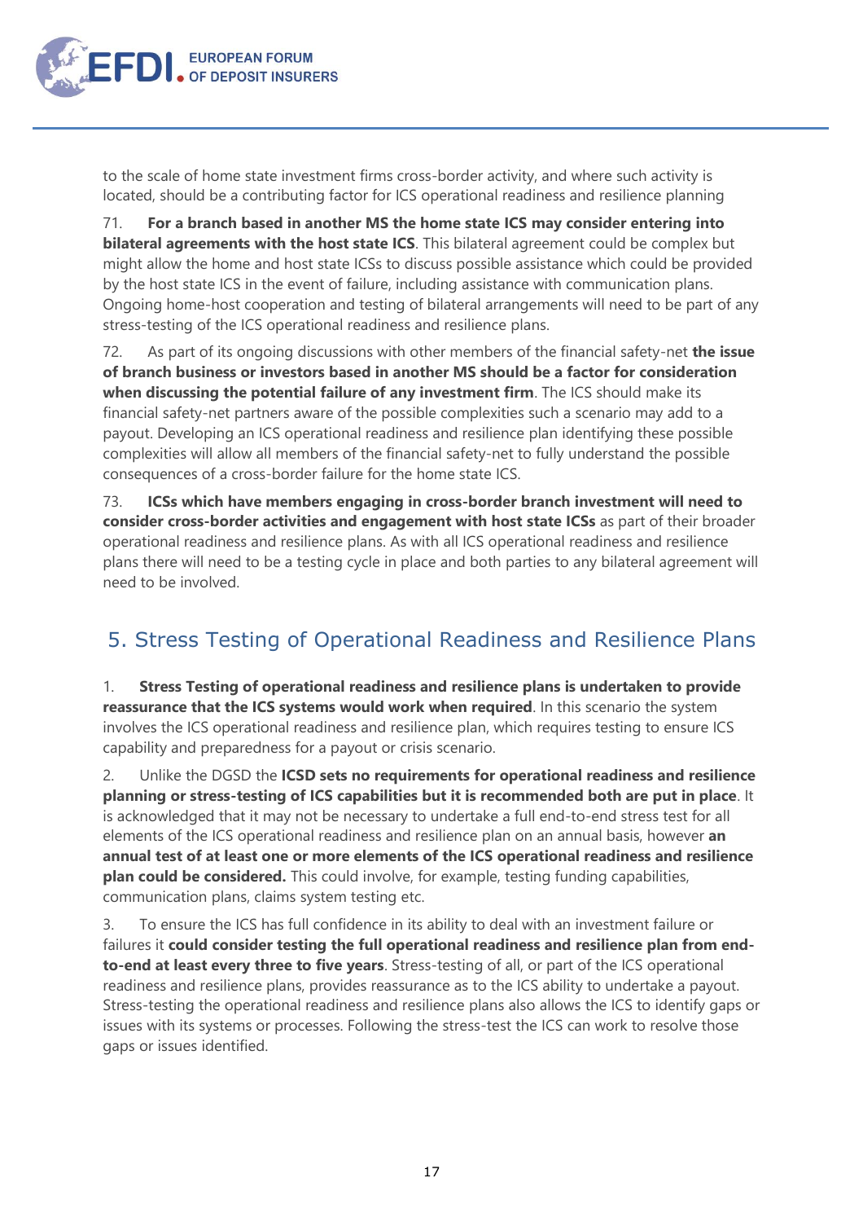to the scale of home state investment firms cross-border activity, and where such activity is located, should be a contributing factor for ICS operational readiness and resilience planning

71. **For a branch based in another MS the home state ICS may consider entering into bilateral agreements with the host state ICS**. This bilateral agreement could be complex but might allow the home and host state ICSs to discuss possible assistance which could be provided by the host state ICS in the event of failure, including assistance with communication plans. Ongoing home-host cooperation and testing of bilateral arrangements will need to be part of any stress-testing of the ICS operational readiness and resilience plans.

72. As part of its ongoing discussions with other members of the financial safety-net **the issue of branch business or investors based in another MS should be a factor for consideration when discussing the potential failure of any investment firm**. The ICS should make its financial safety-net partners aware of the possible complexities such a scenario may add to a payout. Developing an ICS operational readiness and resilience plan identifying these possible complexities will allow all members of the financial safety-net to fully understand the possible consequences of a cross-border failure for the home state ICS.

73. **ICSs which have members engaging in cross-border branch investment will need to consider cross-border activities and engagement with host state ICSs** as part of their broader operational readiness and resilience plans. As with all ICS operational readiness and resilience plans there will need to be a testing cycle in place and both parties to any bilateral agreement will need to be involved.

## 5. Stress Testing of Operational Readiness and Resilience Plans

1. **Stress Testing of operational readiness and resilience plans is undertaken to provide reassurance that the ICS systems would work when required**. In this scenario the system involves the ICS operational readiness and resilience plan, which requires testing to ensure ICS capability and preparedness for a payout or crisis scenario.

2. Unlike the DGSD the **ICSD sets no requirements for operational readiness and resilience planning or stress-testing of ICS capabilities but it is recommended both are put in place**. It is acknowledged that it may not be necessary to undertake a full end-to-end stress test for all elements of the ICS operational readiness and resilience plan on an annual basis, however **an annual test of at least one or more elements of the ICS operational readiness and resilience plan could be considered.** This could involve, for example, testing funding capabilities, communication plans, claims system testing etc.

3. To ensure the ICS has full confidence in its ability to deal with an investment failure or failures it **could consider testing the full operational readiness and resilience plan from end-to-end at least every three to five years**. Stress-testing of all, or part of the ICS operational readiness and resilience plans, provides reassurance as to the ICS ability to undertake a payout. Stress-testing the operational readiness and resilience plans also allows the ICS to identify gaps or issues with its systems or processes. Following the stress-test the ICS can work to resolve those gaps or issues identified.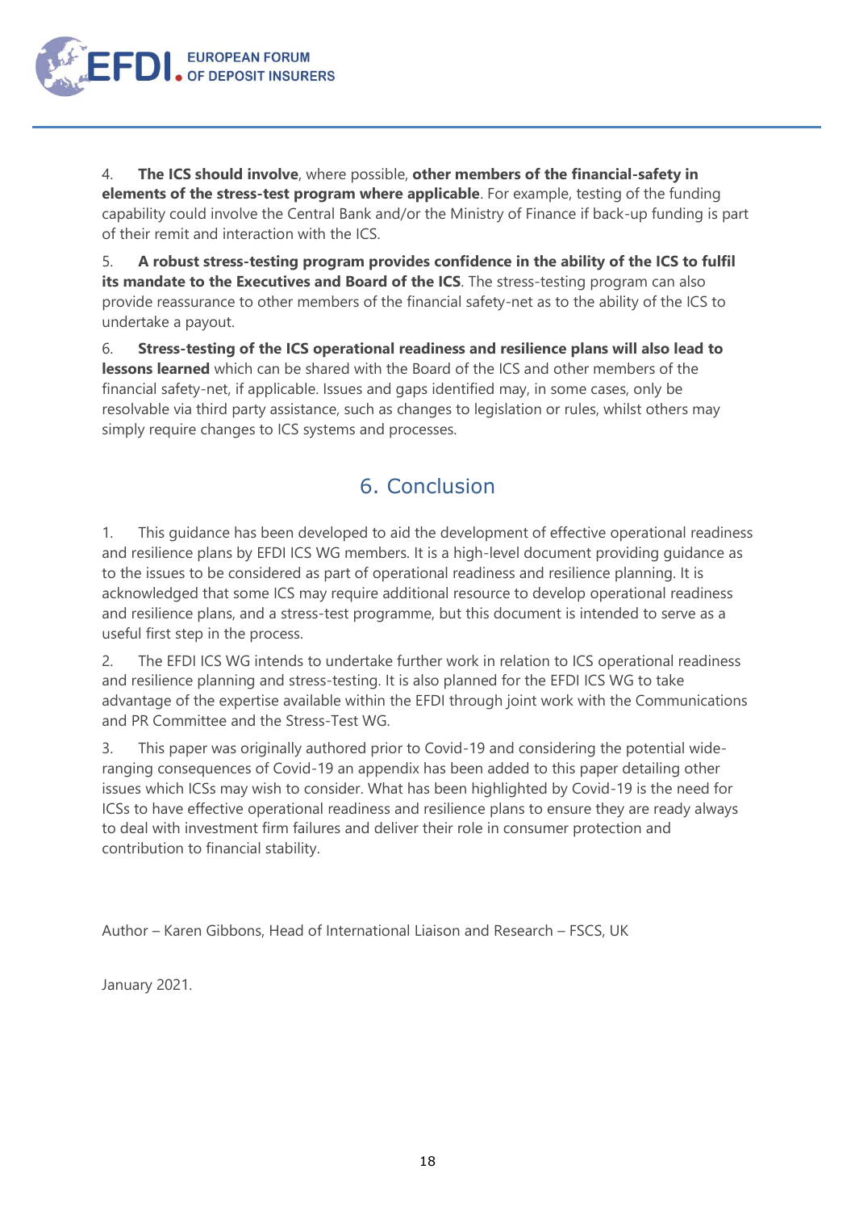4. **The ICS should involve**, where possible, **other members of the financial-safety in elements of the stress-test program where applicable**. For example, testing of the funding capability could involve the Central Bank and/or the Ministry of Finance if back-up funding is part of their remit and interaction with the ICS.

5. **A robust stress-testing program provides confidence in the ability of the ICS to fulfil its mandate to the Executives and Board of the ICS**. The stress-testing program can also provide reassurance to other members of the financial safety-net as to the ability of the ICS to undertake a payout.

6. **Stress-testing of the ICS operational readiness and resilience plans will also lead to lessons learned** which can be shared with the Board of the ICS and other members of the financial safety-net, if applicable. Issues and gaps identified may, in some cases, only be resolvable via third party assistance, such as changes to legislation or rules, whilst others may simply require changes to ICS systems and processes.

## 6. Conclusion

1. This guidance has been developed to aid the development of effective operational readiness and resilience plans by EFDI ICS WG members. It is a high-level document providing guidance as to the issues to be considered as part of operational readiness and resilience planning. It is acknowledged that some ICS may require additional resource to develop operational readiness and resilience plans, and a stress-test programme, but this document is intended to serve as a useful first step in the process.

2. The EFDI ICS WG intends to undertake further work in relation to ICS operational readiness and resilience planning and stress-testing. It is also planned for the EFDI ICS WG to take advantage of the expertise available within the EFDI through joint work with the Communications and PR Committee and the Stress-Test WG.

3. This paper was originally authored prior to Covid-19 and considering the potential wide-ranging consequences of Covid-19 an appendix has been added to this paper detailing other issues which ICSs may wish to consider. What has been highlighted by Covid-19 is the need for ICSs to have effective operational readiness and resilience plans to ensure they are ready always to deal with investment firm failures and deliver their role in consumer protection and contribution to financial stability.

Author – Karen Gibbons, Head of International Liaison and Research – FSCS, UK

January 2021.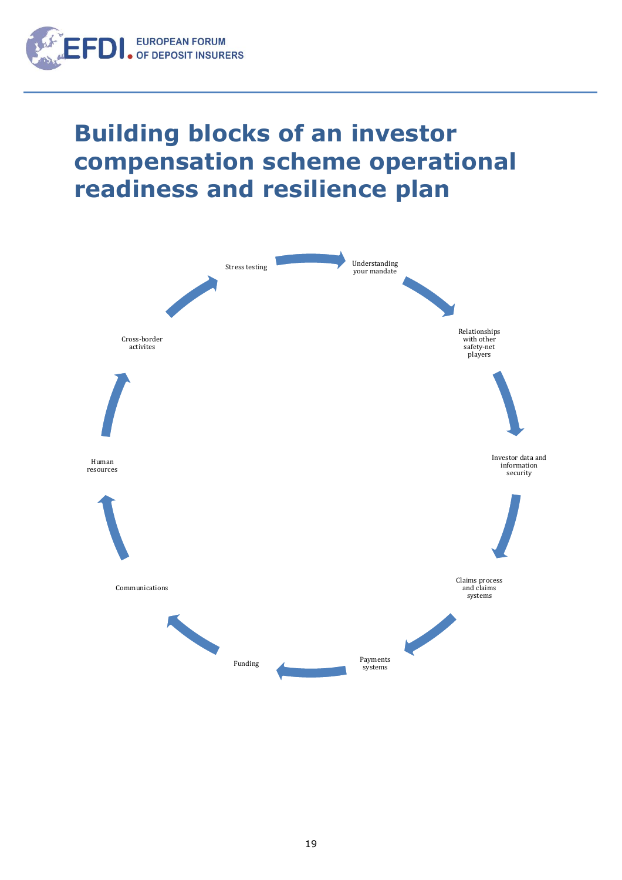# Building blocks of an investor compensation scheme operational readiness and resilience plan

Understanding your mandate

Relationships with other safety-net players

Investor data and information security

Claims process and claims systems

Payments systems

Funding

Communications

Human resources

Cross-border activites

Stress testing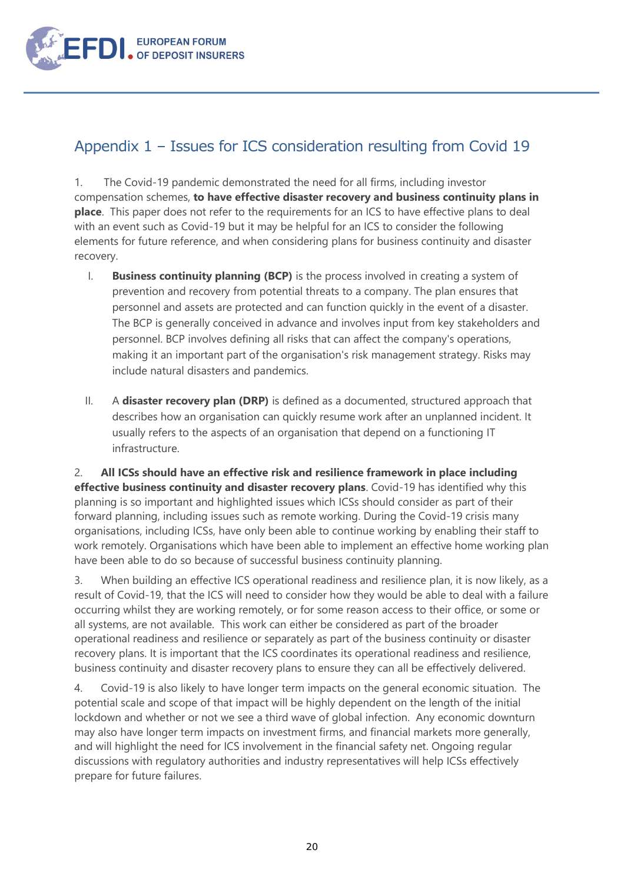## Appendix 1 – Issues for ICS consideration resulting from Covid 19

1. The Covid-19 pandemic demonstrated the need for all firms, including investor compensation schemes, **to have effective disaster recovery and business continuity plans in place**. This paper does not refer to the requirements for an ICS to have effective plans to deal with an event such as Covid-19 but it may be helpful for an ICS to consider the following elements for future reference, and when considering plans for business continuity and disaster recovery.

   I. **Business continuity planning (BCP)** is the process involved in creating a system of prevention and recovery from potential threats to a company. The plan ensures that personnel and assets are protected and can function quickly in the event of a disaster. The BCP is generally conceived in advance and involves input from key stakeholders and personnel. BCP involves defining all risks that can affect the company's operations, making it an important part of the organisation's risk management strategy. Risks may include natural disasters and pandemics.

   II. A **disaster recovery plan (DRP)** is defined as a documented, structured approach that describes how an organisation can quickly resume work after an unplanned incident. It usually refers to the aspects of an organisation that depend on a functioning IT infrastructure.

2. **All ICSs should have an effective risk and resilience framework in place including effective business continuity and disaster recovery plans**. Covid-19 has identified why this planning is so important and highlighted issues which ICSs should consider as part of their forward planning, including issues such as remote working. During the Covid-19 crisis many organisations, including ICSs, have only been able to continue working by enabling their staff to work remotely. Organisations which have been able to implement an effective home working plan have been able to do so because of successful business continuity planning.

3. When building an effective ICS operational readiness and resilience plan, it is now likely, as a result of Covid-19, that the ICS will need to consider how they would be able to deal with a failure occurring whilst they are working remotely, or for some reason access to their office, or some or all systems, are not available. This work can either be considered as part of the broader operational readiness and resilience or separately as part of the business continuity or disaster recovery plans. It is important that the ICS coordinates its operational readiness and resilience, business continuity and disaster recovery plans to ensure they can all be effectively delivered.

4. Covid-19 is also likely to have longer term impacts on the general economic situation. The potential scale and scope of that impact will be highly dependent on the length of the initial lockdown and whether or not we see a third wave of global infection. Any economic downturn may also have longer term impacts on investment firms, and financial markets more generally, and will highlight the need for ICS involvement in the financial safety net. Ongoing regular discussions with regulatory authorities and industry representatives will help ICSs effectively prepare for future failures.